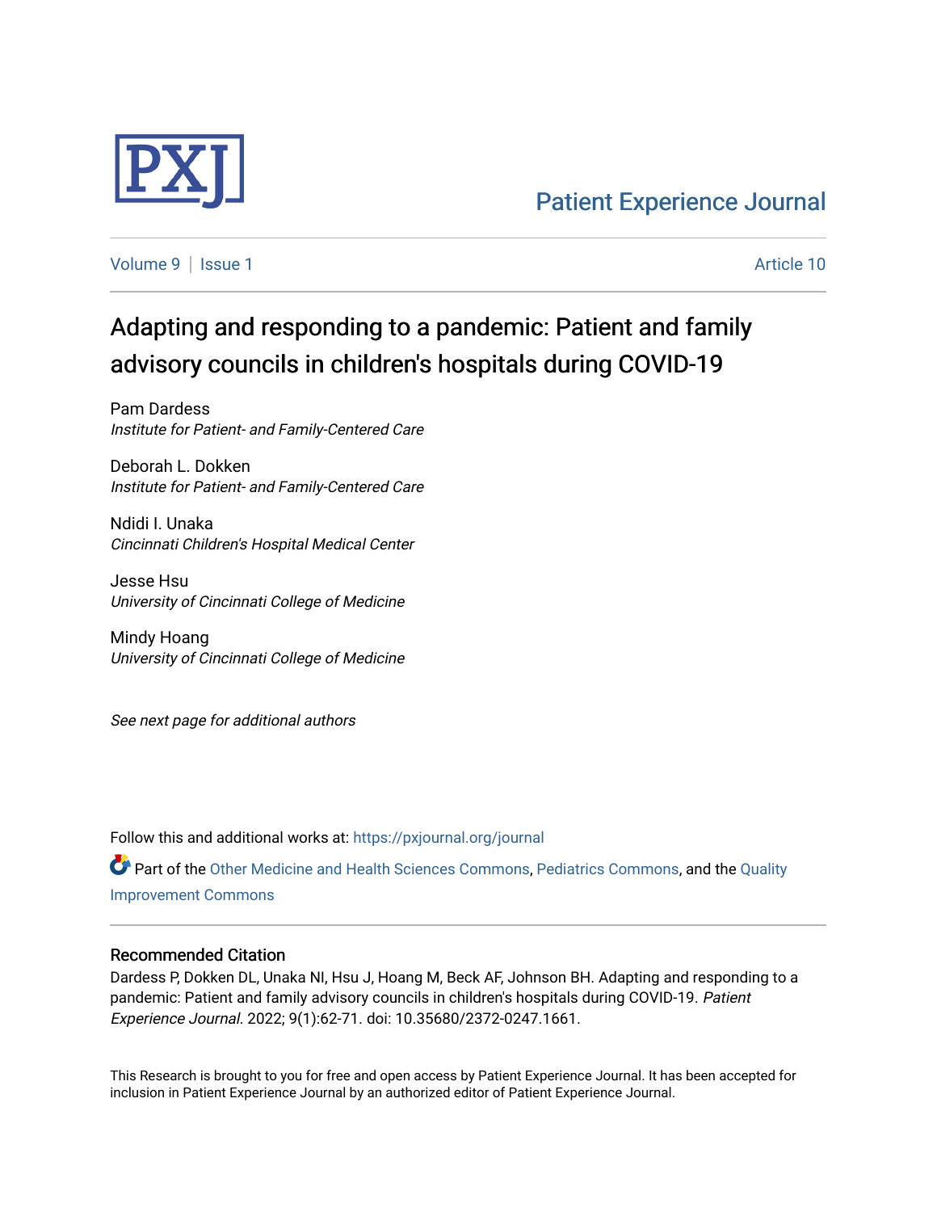# Patient Experience Journal

Volume 9 | Issue 1 — Article 10

## Adapting and responding to a pandemic: Patient and family advisory councils in children's hospitals during COVID-19

Pam Dardess
*Institute for Patient- and Family-Centered Care*

Deborah L. Dokken
*Institute for Patient- and Family-Centered Care*

Ndidi I. Unaka
*Cincinnati Children's Hospital Medical Center*

Jesse Hsu
*University of Cincinnati College of Medicine*

Mindy Hoang
*University of Cincinnati College of Medicine*

*See next page for additional authors*

Follow this and additional works at: https://pxjournal.org/journal

Part of the Other Medicine and Health Sciences Commons, Pediatrics Commons, and the Quality Improvement Commons

### Recommended Citation

Dardess P, Dokken DL, Unaka NI, Hsu J, Hoang M, Beck AF, Johnson BH. Adapting and responding to a pandemic: Patient and family advisory councils in children's hospitals during COVID-19. *Patient Experience Journal*. 2022; 9(1):62-71. doi: 10.35680/2372-0247.1661.

This Research is brought to you for free and open access by Patient Experience Journal. It has been accepted for inclusion in Patient Experience Journal by an authorized editor of Patient Experience Journal.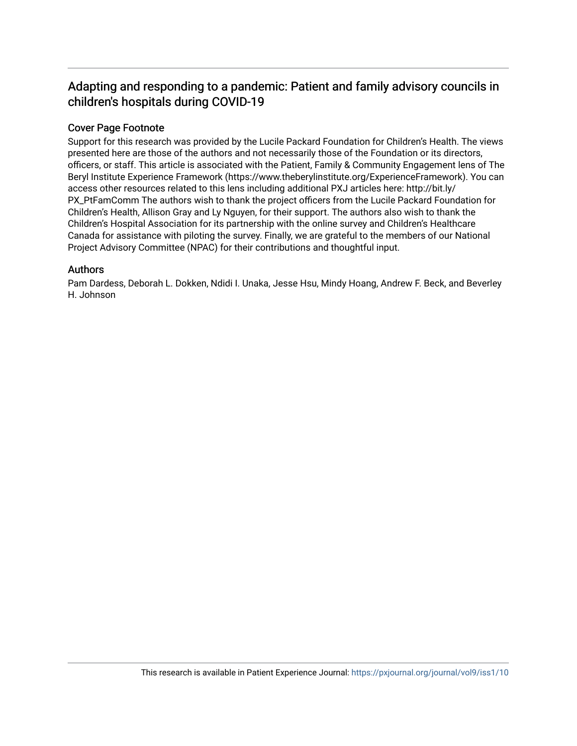# Adapting and responding to a pandemic: Patient and family advisory councils in children's hospitals during COVID-19

## Cover Page Footnote

Support for this research was provided by the Lucile Packard Foundation for Children's Health. The views presented here are those of the authors and not necessarily those of the Foundation or its directors, officers, or staff. This article is associated with the Patient, Family & Community Engagement lens of The Beryl Institute Experience Framework (https://www.theberylinstitute.org/ExperienceFramework). You can access other resources related to this lens including additional PXJ articles here: http://bit.ly/PX_PtFamComm The authors wish to thank the project officers from the Lucile Packard Foundation for Children's Health, Allison Gray and Ly Nguyen, for their support. The authors also wish to thank the Children's Hospital Association for its partnership with the online survey and Children's Healthcare Canada for assistance with piloting the survey. Finally, we are grateful to the members of our National Project Advisory Committee (NPAC) for their contributions and thoughtful input.

## Authors

Pam Dardess, Deborah L. Dokken, Ndidi I. Unaka, Jesse Hsu, Mindy Hoang, Andrew F. Beck, and Beverley H. Johnson

This research is available in Patient Experience Journal: https://pxjournal.org/journal/vol9/iss1/10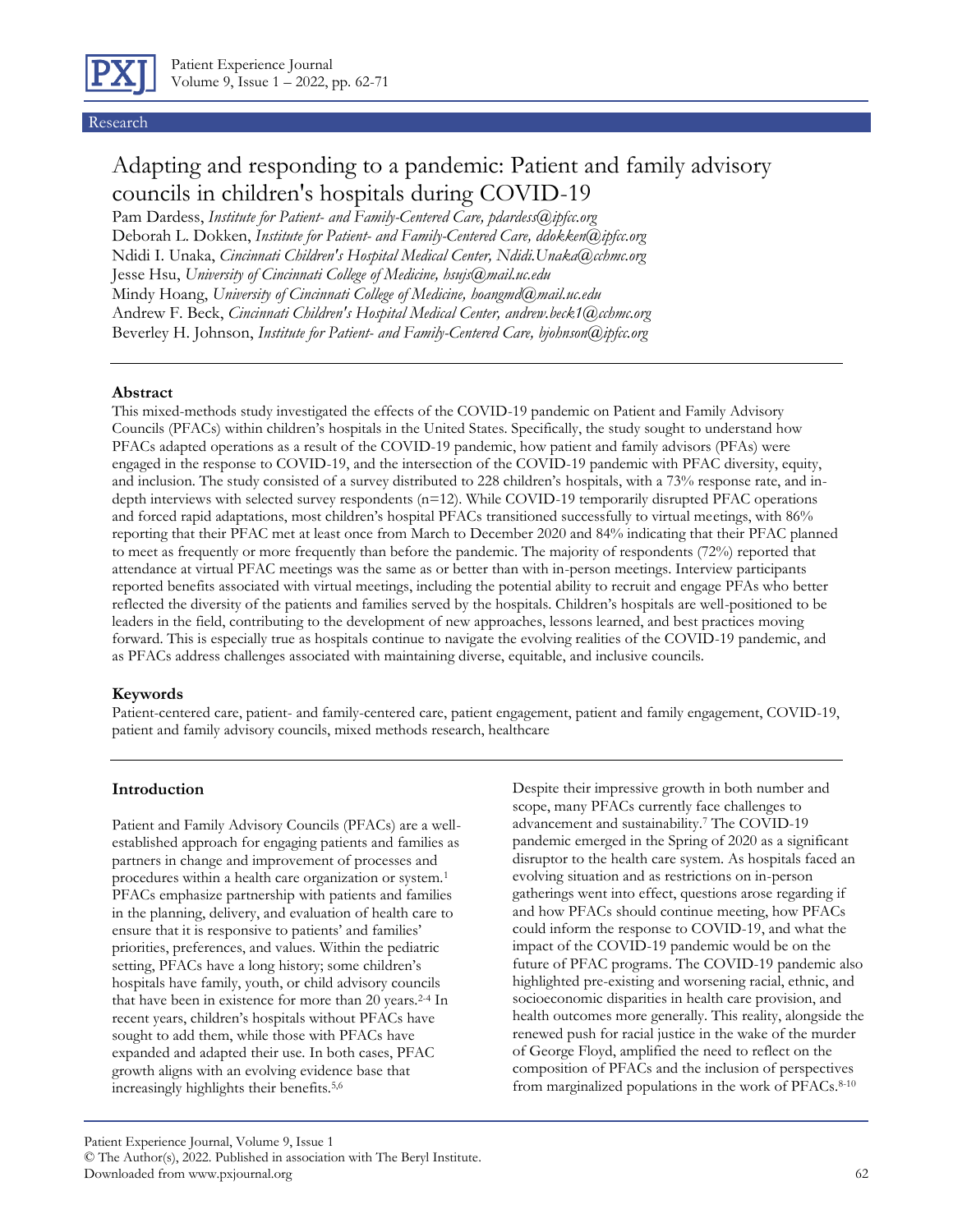# Adapting and responding to a pandemic: Patient and family advisory councils in children's hospitals during COVID-19

Pam Dardess, *Institute for Patient- and Family-Centered Care, pdardess@ipfcc.org*
Deborah L. Dokken, *Institute for Patient- and Family-Centered Care, ddokken@ipfcc.org*
Ndidi I. Unaka, *Cincinnati Children's Hospital Medical Center, Ndidi.Unaka@cchmc.org*
Jesse Hsu, *University of Cincinnati College of Medicine, hsujs@mail.uc.edu*
Mindy Hoang, *University of Cincinnati College of Medicine, hoangmd@mail.uc.edu*
Andrew F. Beck, *Cincinnati Children's Hospital Medical Center, andrew.beck1@cchmc.org*
Beverley H. Johnson, *Institute for Patient- and Family-Centered Care, bjohnson@ipfcc.org*

### Abstract

This mixed-methods study investigated the effects of the COVID-19 pandemic on Patient and Family Advisory Councils (PFACs) within children's hospitals in the United States. Specifically, the study sought to understand how PFACs adapted operations as a result of the COVID-19 pandemic, how patient and family advisors (PFAs) were engaged in the response to COVID-19, and the intersection of the COVID-19 pandemic with PFAC diversity, equity, and inclusion. The study consisted of a survey distributed to 228 children's hospitals, with a 73% response rate, and in-depth interviews with selected survey respondents (n=12). While COVID-19 temporarily disrupted PFAC operations and forced rapid adaptations, most children's hospital PFACs transitioned successfully to virtual meetings, with 86% reporting that their PFAC met at least once from March to December 2020 and 84% indicating that their PFAC planned to meet as frequently or more frequently than before the pandemic. The majority of respondents (72%) reported that attendance at virtual PFAC meetings was the same as or better than with in-person meetings. Interview participants reported benefits associated with virtual meetings, including the potential ability to recruit and engage PFAs who better reflected the diversity of the patients and families served by the hospitals. Children's hospitals are well-positioned to be leaders in the field, contributing to the development of new approaches, lessons learned, and best practices moving forward. This is especially true as hospitals continue to navigate the evolving realities of the COVID-19 pandemic, and as PFACs address challenges associated with maintaining diverse, equitable, and inclusive councils.

### Keywords

Patient-centered care, patient- and family-centered care, patient engagement, patient and family engagement, COVID-19, patient and family advisory councils, mixed methods research, healthcare

### Introduction

Patient and Family Advisory Councils (PFACs) are a well-established approach for engaging patients and families as partners in change and improvement of processes and procedures within a health care organization or system.[1] PFACs emphasize partnership with patients and families in the planning, delivery, and evaluation of health care to ensure that it is responsive to patients' and families' priorities, preferences, and values. Within the pediatric setting, PFACs have a long history; some children's hospitals have family, youth, or child advisory councils that have been in existence for more than 20 years.[2-4] In recent years, children's hospitals without PFACs have sought to add them, while those with PFACs have expanded and adapted their use. In both cases, PFAC growth aligns with an evolving evidence base that increasingly highlights their benefits.[5,6]

Despite their impressive growth in both number and scope, many PFACs currently face challenges to advancement and sustainability.[7] The COVID-19 pandemic emerged in the Spring of 2020 as a significant disruptor to the health care system. As hospitals faced an evolving situation and as restrictions on in-person gatherings went into effect, questions arose regarding if and how PFACs should continue meeting, how PFACs could inform the response to COVID-19, and what the impact of the COVID-19 pandemic would be on the future of PFAC programs. The COVID-19 pandemic also highlighted pre-existing and worsening racial, ethnic, and socioeconomic disparities in health care provision, and health outcomes more generally. This reality, alongside the renewed push for racial justice in the wake of the murder of George Floyd, amplified the need to reflect on the composition of PFACs and the inclusion of perspectives from marginalized populations in the work of PFACs.[8-10]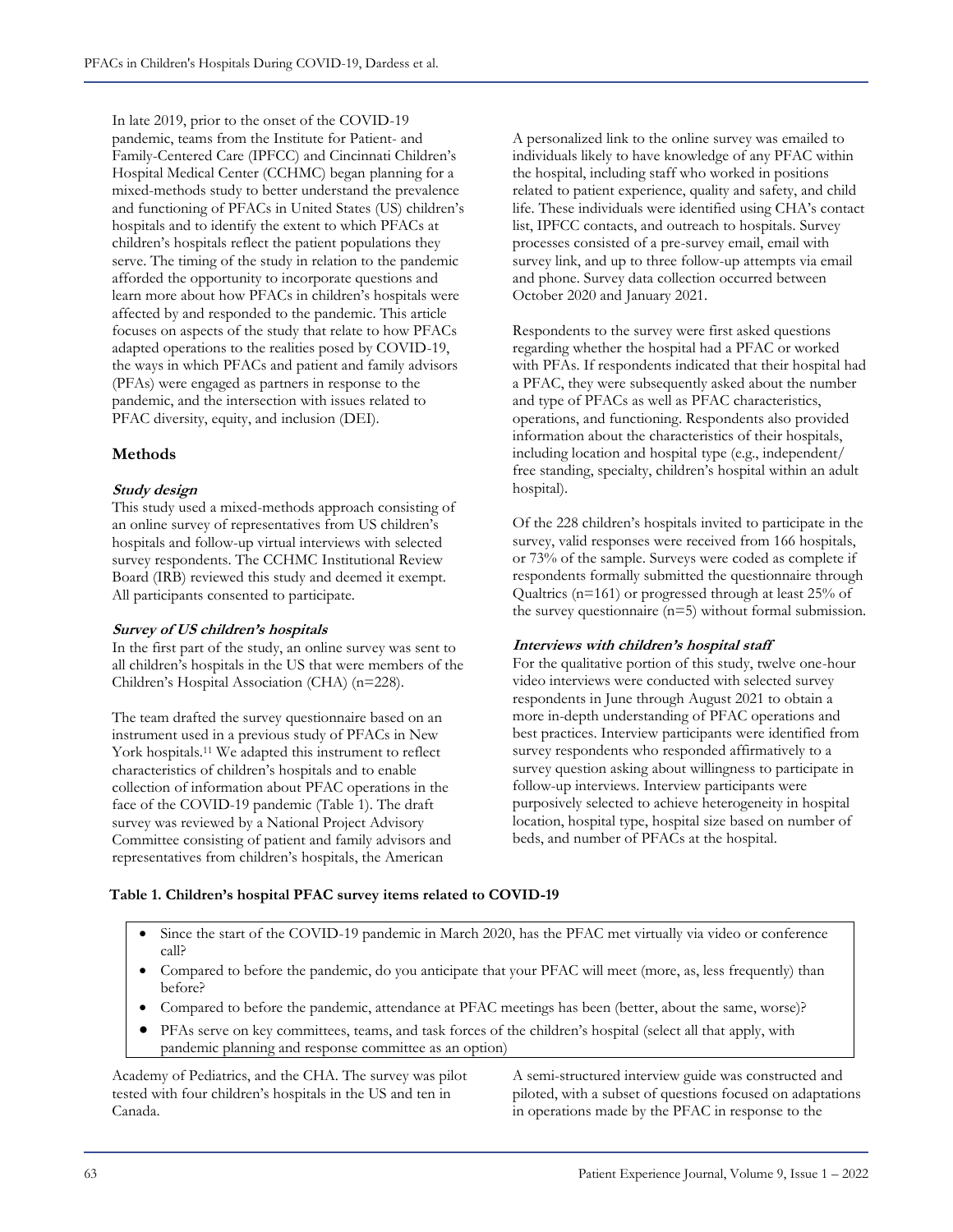In late 2019, prior to the onset of the COVID-19 pandemic, teams from the Institute for Patient- and Family-Centered Care (IPFCC) and Cincinnati Children's Hospital Medical Center (CCHMC) began planning for a mixed-methods study to better understand the prevalence and functioning of PFACs in United States (US) children's hospitals and to identify the extent to which PFACs at children's hospitals reflect the patient populations they serve. The timing of the study in relation to the pandemic afforded the opportunity to incorporate questions and learn more about how PFACs in children's hospitals were affected by and responded to the pandemic. This article focuses on aspects of the study that relate to how PFACs adapted operations to the realities posed by COVID-19, the ways in which PFACs and patient and family advisors (PFAs) were engaged as partners in response to the pandemic, and the intersection with issues related to PFAC diversity, equity, and inclusion (DEI).

## Methods

### *Study design*

This study used a mixed-methods approach consisting of an online survey of representatives from US children's hospitals and follow-up virtual interviews with selected survey respondents. The CCHMC Institutional Review Board (IRB) reviewed this study and deemed it exempt. All participants consented to participate.

### *Survey of US children's hospitals*

In the first part of the study, an online survey was sent to all children's hospitals in the US that were members of the Children's Hospital Association (CHA) (n=228).

The team drafted the survey questionnaire based on an instrument used in a previous study of PFACs in New York hospitals.[11] We adapted this instrument to reflect characteristics of children's hospitals and to enable collection of information about PFAC operations in the face of the COVID-19 pandemic (Table 1). The draft survey was reviewed by a National Project Advisory Committee consisting of patient and family advisors and representatives from children's hospitals, the American Academy of Pediatrics, and the CHA. The survey was pilot tested with four children's hospitals in the US and ten in Canada.

**Table 1. Children's hospital PFAC survey items related to COVID-19**

- Since the start of the COVID-19 pandemic in March 2020, has the PFAC met virtually via video or conference call?
- Compared to before the pandemic, do you anticipate that your PFAC will meet (more, as, less frequently) than before?
- Compared to before the pandemic, attendance at PFAC meetings has been (better, about the same, worse)?
- PFAs serve on key committees, teams, and task forces of the children's hospital (select all that apply, with pandemic planning and response committee as an option)

A personalized link to the online survey was emailed to individuals likely to have knowledge of any PFAC within the hospital, including staff who worked in positions related to patient experience, quality and safety, and child life. These individuals were identified using CHA's contact list, IPFCC contacts, and outreach to hospitals. Survey processes consisted of a pre-survey email, email with survey link, and up to three follow-up attempts via email and phone. Survey data collection occurred between October 2020 and January 2021.

Respondents to the survey were first asked questions regarding whether the hospital had a PFAC or worked with PFAs. If respondents indicated that their hospital had a PFAC, they were subsequently asked about the number and type of PFACs as well as PFAC characteristics, operations, and functioning. Respondents also provided information about the characteristics of their hospitals, including location and hospital type (e.g., independent/free standing, specialty, children's hospital within an adult hospital).

Of the 228 children's hospitals invited to participate in the survey, valid responses were received from 166 hospitals, or 73% of the sample. Surveys were coded as complete if respondents formally submitted the questionnaire through Qualtrics (n=161) or progressed through at least 25% of the survey questionnaire (n=5) without formal submission.

### *Interviews with children's hospital staff*

For the qualitative portion of this study, twelve one-hour video interviews were conducted with selected survey respondents in June through August 2021 to obtain a more in-depth understanding of PFAC operations and best practices. Interview participants were identified from survey respondents who responded affirmatively to a survey question asking about willingness to participate in follow-up interviews. Interview participants were purposively selected to achieve heterogeneity in hospital location, hospital type, hospital size based on number of beds, and number of PFACs at the hospital.

A semi-structured interview guide was constructed and piloted, with a subset of questions focused on adaptations in operations made by the PFAC in response to the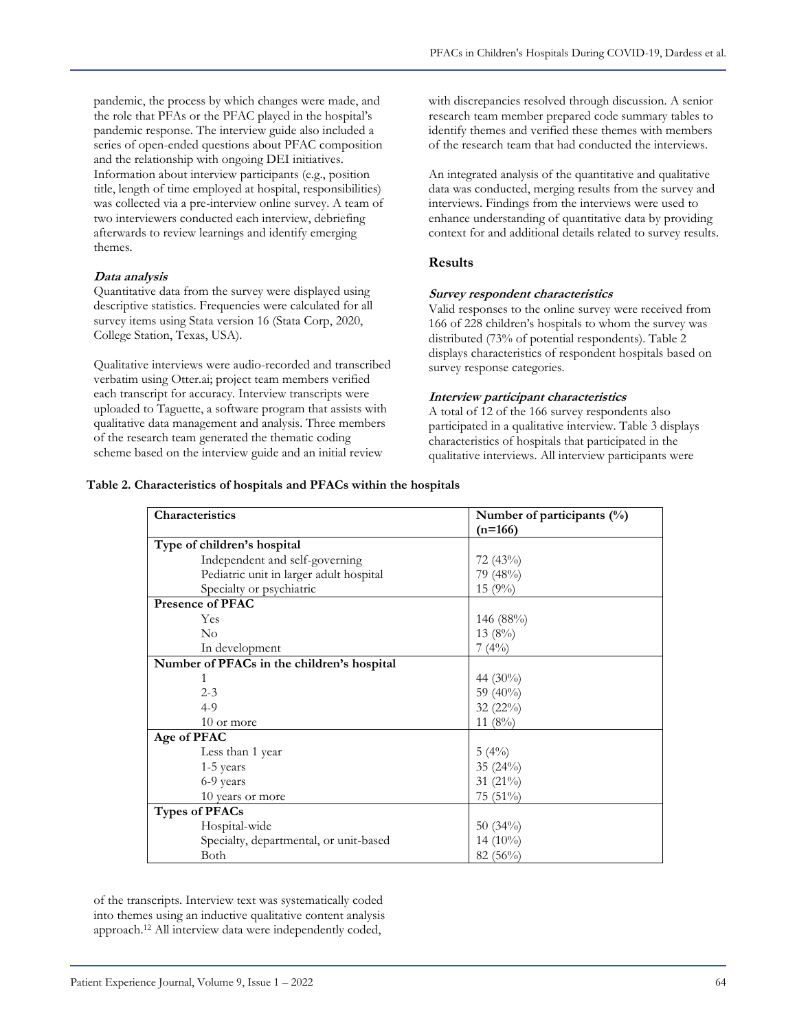pandemic, the process by which changes were made, and the role that PFAs or the PFAC played in the hospital's pandemic response. The interview guide also included a series of open-ended questions about PFAC composition and the relationship with ongoing DEI initiatives. Information about interview participants (e.g., position title, length of time employed at hospital, responsibilities) was collected via a pre-interview online survey. A team of two interviewers conducted each interview, debriefing afterwards to review learnings and identify emerging themes.

***Data analysis***

Quantitative data from the survey were displayed using descriptive statistics. Frequencies were calculated for all survey items using Stata version 16 (Stata Corp, 2020, College Station, Texas, USA).

Qualitative interviews were audio-recorded and transcribed verbatim using Otter.ai; project team members verified each transcript for accuracy. Interview transcripts were uploaded to Taguette, a software program that assists with qualitative data management and analysis. Three members of the research team generated the thematic coding scheme based on the interview guide and an initial review of the transcripts. Interview text was systematically coded into themes using an inductive qualitative content analysis approach.[12] All interview data were independently coded, with discrepancies resolved through discussion. A senior research team member prepared code summary tables to identify themes and verified these themes with members of the research team that had conducted the interviews.

An integrated analysis of the quantitative and qualitative data was conducted, merging results from the survey and interviews. Findings from the interviews were used to enhance understanding of quantitative data by providing context for and additional details related to survey results.

## Results

***Survey respondent characteristics***

Valid responses to the online survey were received from 166 of 228 children's hospitals to whom the survey was distributed (73% of potential respondents). Table 2 displays characteristics of respondent hospitals based on survey response categories.

***Interview participant characteristics***

A total of 12 of the 166 survey respondents also participated in a qualitative interview. Table 3 displays characteristics of hospitals that participated in the qualitative interviews. All interview participants were

**Table 2. Characteristics of hospitals and PFACs within the hospitals**

| Characteristics | Number of participants (%) (n=166) |
|---|---|
| **Type of children's hospital** | |
| Independent and self-governing | 72 (43%) |
| Pediatric unit in larger adult hospital | 79 (48%) |
| Specialty or psychiatric | 15 (9%) |
| **Presence of PFAC** | |
| Yes | 146 (88%) |
| No | 13 (8%) |
| In development | 7 (4%) |
| **Number of PFACs in the children's hospital** | |
| 1 | 44 (30%) |
| 2-3 | 59 (40%) |
| 4-9 | 32 (22%) |
| 10 or more | 11 (8%) |
| **Age of PFAC** | |
| Less than 1 year | 5 (4%) |
| 1-5 years | 35 (24%) |
| 6-9 years | 31 (21%) |
| 10 years or more | 75 (51%) |
| **Types of PFACs** | |
| Hospital-wide | 50 (34%) |
| Specialty, departmental, or unit-based | 14 (10%) |
| Both | 82 (56%) |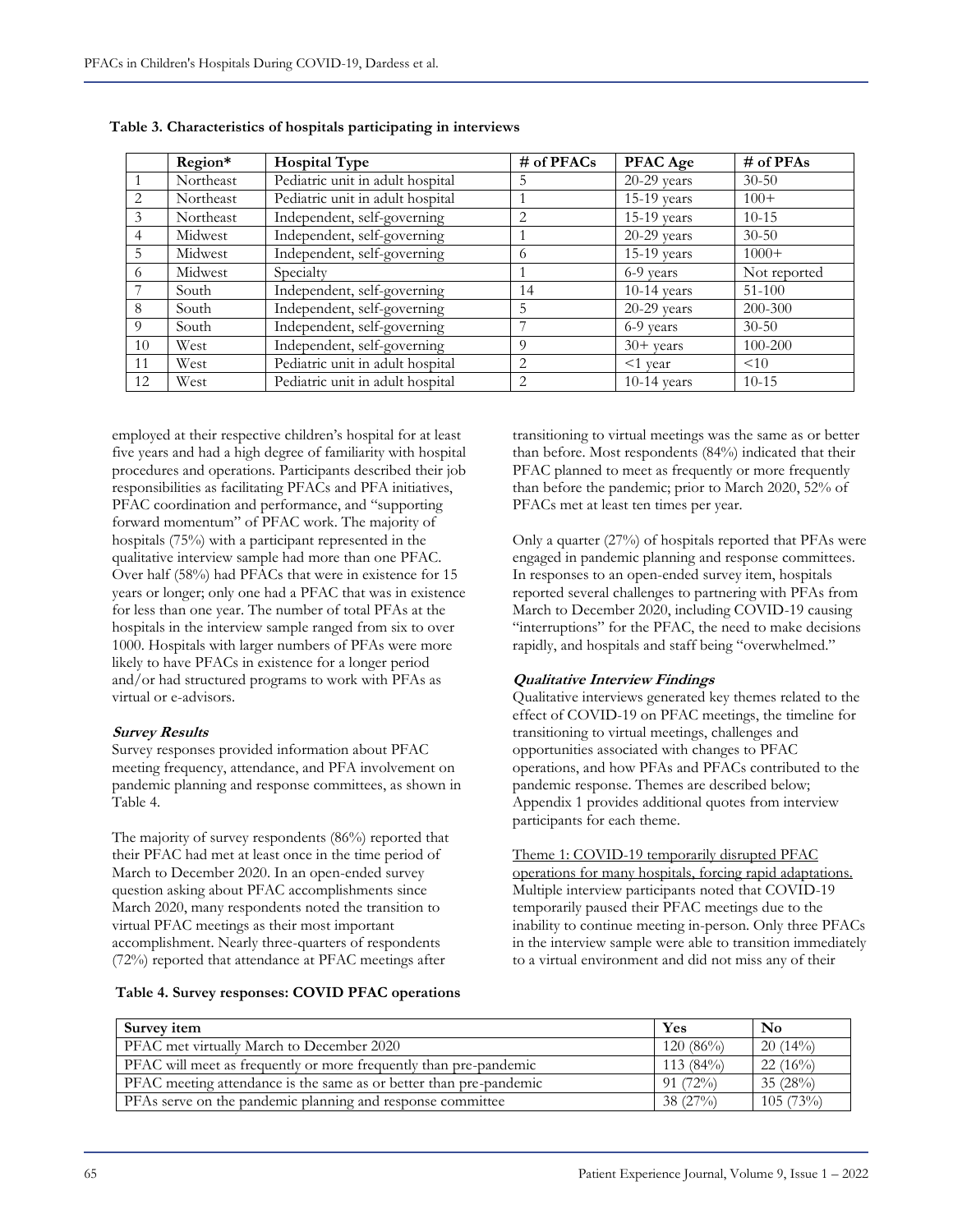**Table 3. Characteristics of hospitals participating in interviews**

| | Region* | Hospital Type | # of PFACs | PFAC Age | # of PFAs |
|---|---|---|---|---|---|
| 1 | Northeast | Pediatric unit in adult hospital | 5 | 20-29 years | 30-50 |
| 2 | Northeast | Pediatric unit in adult hospital | 1 | 15-19 years | 100+ |
| 3 | Northeast | Independent, self-governing | 2 | 15-19 years | 10-15 |
| 4 | Midwest | Independent, self-governing | 1 | 20-29 years | 30-50 |
| 5 | Midwest | Independent, self-governing | 6 | 15-19 years | 1000+ |
| 6 | Midwest | Specialty | 1 | 6-9 years | Not reported |
| 7 | South | Independent, self-governing | 14 | 10-14 years | 51-100 |
| 8 | South | Independent, self-governing | 5 | 20-29 years | 200-300 |
| 9 | South | Independent, self-governing | 7 | 6-9 years | 30-50 |
| 10 | West | Independent, self-governing | 9 | 30+ years | 100-200 |
| 11 | West | Pediatric unit in adult hospital | 2 | <1 year | <10 |
| 12 | West | Pediatric unit in adult hospital | 2 | 10-14 years | 10-15 |

employed at their respective children's hospital for at least five years and had a high degree of familiarity with hospital procedures and operations. Participants described their job responsibilities as facilitating PFACs and PFA initiatives, PFAC coordination and performance, and "supporting forward momentum" of PFAC work. The majority of hospitals (75%) with a participant represented in the qualitative interview sample had more than one PFAC. Over half (58%) had PFACs that were in existence for 15 years or longer; only one had a PFAC that was in existence for less than one year. The number of total PFAs at the hospitals in the interview sample ranged from six to over 1000. Hospitals with larger numbers of PFAs were more likely to have PFACs in existence for a longer period and/or had structured programs to work with PFAs as virtual or e-advisors.

***Survey Results***

Survey responses provided information about PFAC meeting frequency, attendance, and PFA involvement on pandemic planning and response committees, as shown in Table 4.

The majority of survey respondents (86%) reported that their PFAC had met at least once in the time period of March to December 2020. In an open-ended survey question asking about PFAC accomplishments since March 2020, many respondents noted the transition to virtual PFAC meetings as their most important accomplishment. Nearly three-quarters of respondents (72%) reported that attendance at PFAC meetings after transitioning to virtual meetings was the same as or better than before. Most respondents (84%) indicated that their PFAC planned to meet as frequently or more frequently than before the pandemic; prior to March 2020, 52% of PFACs met at least ten times per year.

Only a quarter (27%) of hospitals reported that PFAs were engaged in pandemic planning and response committees. In responses to an open-ended survey item, hospitals reported several challenges to partnering with PFAs from March to December 2020, including COVID-19 causing "interruptions" for the PFAC, the need to make decisions rapidly, and hospitals and staff being "overwhelmed."

***Qualitative Interview Findings***

Qualitative interviews generated key themes related to the effect of COVID-19 on PFAC meetings, the timeline for transitioning to virtual meetings, challenges and opportunities associated with changes to PFAC operations, and how PFAs and PFACs contributed to the pandemic response. Themes are described below; Appendix 1 provides additional quotes from interview participants for each theme.

Theme 1: COVID-19 temporarily disrupted PFAC operations for many hospitals, forcing rapid adaptations. Multiple interview participants noted that COVID-19 temporarily paused their PFAC meetings due to the inability to continue meeting in-person. Only three PFACs in the interview sample were able to transition immediately to a virtual environment and did not miss any of their

**Table 4. Survey responses: COVID PFAC operations**

| Survey item | Yes | No |
|---|---|---|
| PFAC met virtually March to December 2020 | 120 (86%) | 20 (14%) |
| PFAC will meet as frequently or more frequently than pre-pandemic | 113 (84%) | 22 (16%) |
| PFAC meeting attendance is the same as or better than pre-pandemic | 91 (72%) | 35 (28%) |
| PFAs serve on the pandemic planning and response committee | 38 (27%) | 105 (73%) |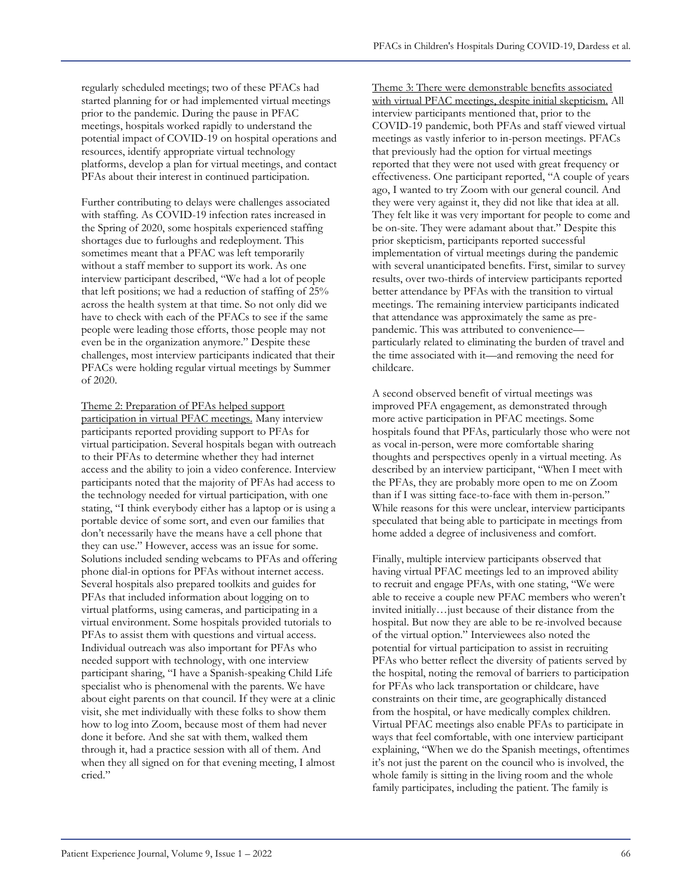regularly scheduled meetings; two of these PFACs had started planning for or had implemented virtual meetings prior to the pandemic. During the pause in PFAC meetings, hospitals worked rapidly to understand the potential impact of COVID-19 on hospital operations and resources, identify appropriate virtual technology platforms, develop a plan for virtual meetings, and contact PFAs about their interest in continued participation.

Further contributing to delays were challenges associated with staffing. As COVID-19 infection rates increased in the Spring of 2020, some hospitals experienced staffing shortages due to furloughs and redeployment. This sometimes meant that a PFAC was left temporarily without a staff member to support its work. As one interview participant described, "We had a lot of people that left positions; we had a reduction of staffing of 25% across the health system at that time. So not only did we have to check with each of the PFACs to see if the same people were leading those efforts, those people may not even be in the organization anymore." Despite these challenges, most interview participants indicated that their PFACs were holding regular virtual meetings by Summer of 2020.

Theme 2: Preparation of PFAs helped support participation in virtual PFAC meetings. Many interview participants reported providing support to PFAs for virtual participation. Several hospitals began with outreach to their PFAs to determine whether they had internet access and the ability to join a video conference. Interview participants noted that the majority of PFAs had access to the technology needed for virtual participation, with one stating, "I think everybody either has a laptop or is using a portable device of some sort, and even our families that don't necessarily have the means have a cell phone that they can use." However, access was an issue for some. Solutions included sending webcams to PFAs and offering phone dial-in options for PFAs without internet access. Several hospitals also prepared toolkits and guides for PFAs that included information about logging on to virtual platforms, using cameras, and participating in a virtual environment. Some hospitals provided tutorials to PFAs to assist them with questions and virtual access. Individual outreach was also important for PFAs who needed support with technology, with one interview participant sharing, "I have a Spanish-speaking Child Life specialist who is phenomenal with the parents. We have about eight parents on that council. If they were at a clinic visit, she met individually with these folks to show them how to log into Zoom, because most of them had never done it before. And she sat with them, walked them through it, had a practice session with all of them. And when they all signed on for that evening meeting, I almost cried."

Theme 3: There were demonstrable benefits associated with virtual PFAC meetings, despite initial skepticism. All interview participants mentioned that, prior to the COVID-19 pandemic, both PFAs and staff viewed virtual meetings as vastly inferior to in-person meetings. PFACs that previously had the option for virtual meetings reported that they were not used with great frequency or effectiveness. One participant reported, "A couple of years ago, I wanted to try Zoom with our general council. And they were very against it, they did not like that idea at all. They felt like it was very important for people to come and be on-site. They were adamant about that." Despite this prior skepticism, participants reported successful implementation of virtual meetings during the pandemic with several unanticipated benefits. First, similar to survey results, over two-thirds of interview participants reported better attendance by PFAs with the transition to virtual meetings. The remaining interview participants indicated that attendance was approximately the same as pre-pandemic. This was attributed to convenience—particularly related to eliminating the burden of travel and the time associated with it—and removing the need for childcare.

A second observed benefit of virtual meetings was improved PFA engagement, as demonstrated through more active participation in PFAC meetings. Some hospitals found that PFAs, particularly those who were not as vocal in-person, were more comfortable sharing thoughts and perspectives openly in a virtual meeting. As described by an interview participant, "When I meet with the PFAs, they are probably more open to me on Zoom than if I was sitting face-to-face with them in-person." While reasons for this were unclear, interview participants speculated that being able to participate in meetings from home added a degree of inclusiveness and comfort.

Finally, multiple interview participants observed that having virtual PFAC meetings led to an improved ability to recruit and engage PFAs, with one stating, "We were able to receive a couple new PFAC members who weren't invited initially…just because of their distance from the hospital. But now they are able to be re-involved because of the virtual option." Interviewees also noted the potential for virtual participation to assist in recruiting PFAs who better reflect the diversity of patients served by the hospital, noting the removal of barriers to participation for PFAs who lack transportation or childcare, have constraints on their time, are geographically distanced from the hospital, or have medically complex children. Virtual PFAC meetings also enable PFAs to participate in ways that feel comfortable, with one interview participant explaining, "When we do the Spanish meetings, oftentimes it's not just the parent on the council who is involved, the whole family is sitting in the living room and the whole family participates, including the patient. The family is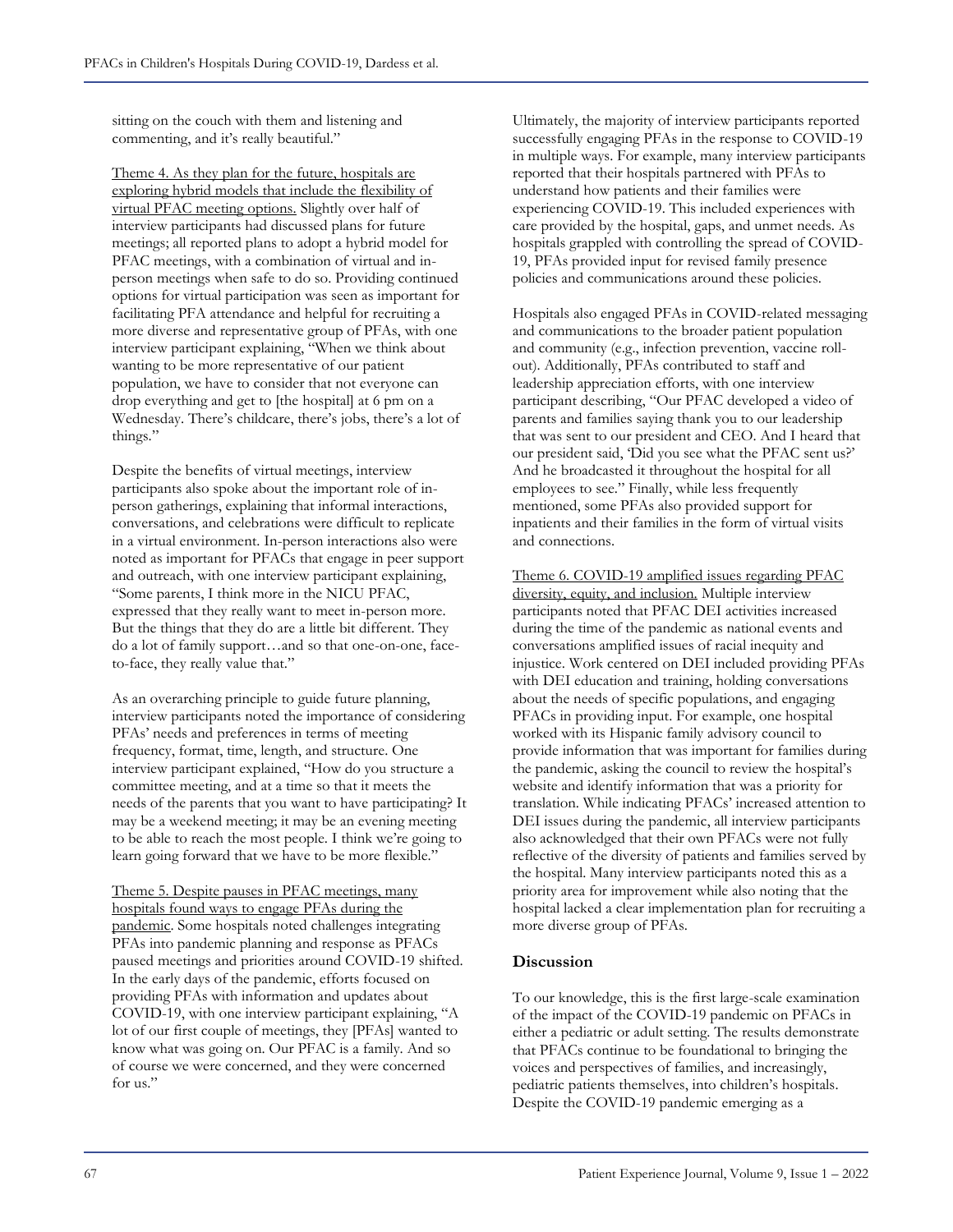sitting on the couch with them and listening and commenting, and it's really beautiful."

Theme 4. As they plan for the future, hospitals are exploring hybrid models that include the flexibility of virtual PFAC meeting options. Slightly over half of interview participants had discussed plans for future meetings; all reported plans to adopt a hybrid model for PFAC meetings, with a combination of virtual and in-person meetings when safe to do so. Providing continued options for virtual participation was seen as important for facilitating PFA attendance and helpful for recruiting a more diverse and representative group of PFAs, with one interview participant explaining, "When we think about wanting to be more representative of our patient population, we have to consider that not everyone can drop everything and get to [the hospital] at 6 pm on a Wednesday. There's childcare, there's jobs, there's a lot of things."

Despite the benefits of virtual meetings, interview participants also spoke about the important role of in-person gatherings, explaining that informal interactions, conversations, and celebrations were difficult to replicate in a virtual environment. In-person interactions also were noted as important for PFACs that engage in peer support and outreach, with one interview participant explaining, "Some parents, I think more in the NICU PFAC, expressed that they really want to meet in-person more. But the things that they do are a little bit different. They do a lot of family support…and so that one-on-one, face-to-face, they really value that."

As an overarching principle to guide future planning, interview participants noted the importance of considering PFAs' needs and preferences in terms of meeting frequency, format, time, length, and structure. One interview participant explained, "How do you structure a committee meeting, and at a time so that it meets the needs of the parents that you want to have participating? It may be a weekend meeting; it may be an evening meeting to be able to reach the most people. I think we're going to learn going forward that we have to be more flexible."

Theme 5. Despite pauses in PFAC meetings, many hospitals found ways to engage PFAs during the pandemic. Some hospitals noted challenges integrating PFAs into pandemic planning and response as PFACs paused meetings and priorities around COVID-19 shifted. In the early days of the pandemic, efforts focused on providing PFAs with information and updates about COVID-19, with one interview participant explaining, "A lot of our first couple of meetings, they [PFAs] wanted to know what was going on. Our PFAC is a family. And so of course we were concerned, and they were concerned for us."

Ultimately, the majority of interview participants reported successfully engaging PFAs in the response to COVID-19 in multiple ways. For example, many interview participants reported that their hospitals partnered with PFAs to understand how patients and their families were experiencing COVID-19. This included experiences with care provided by the hospital, gaps, and unmet needs. As hospitals grappled with controlling the spread of COVID-19, PFAs provided input for revised family presence policies and communications around these policies.

Hospitals also engaged PFAs in COVID-related messaging and communications to the broader patient population and community (e.g., infection prevention, vaccine roll-out). Additionally, PFAs contributed to staff and leadership appreciation efforts, with one interview participant describing, "Our PFAC developed a video of parents and families saying thank you to our leadership that was sent to our president and CEO. And I heard that our president said, 'Did you see what the PFAC sent us?' And he broadcasted it throughout the hospital for all employees to see." Finally, while less frequently mentioned, some PFAs also provided support for inpatients and their families in the form of virtual visits and connections.

Theme 6. COVID-19 amplified issues regarding PFAC diversity, equity, and inclusion. Multiple interview participants noted that PFAC DEI activities increased during the time of the pandemic as national events and conversations amplified issues of racial inequity and injustice. Work centered on DEI included providing PFAs with DEI education and training, holding conversations about the needs of specific populations, and engaging PFACs in providing input. For example, one hospital worked with its Hispanic family advisory council to provide information that was important for families during the pandemic, asking the council to review the hospital's website and identify information that was a priority for translation. While indicating PFACs' increased attention to DEI issues during the pandemic, all interview participants also acknowledged that their own PFACs were not fully reflective of the diversity of patients and families served by the hospital. Many interview participants noted this as a priority area for improvement while also noting that the hospital lacked a clear implementation plan for recruiting a more diverse group of PFAs.

## Discussion

To our knowledge, this is the first large-scale examination of the impact of the COVID-19 pandemic on PFACs in either a pediatric or adult setting. The results demonstrate that PFACs continue to be foundational to bringing the voices and perspectives of families, and increasingly, pediatric patients themselves, into children's hospitals. Despite the COVID-19 pandemic emerging as a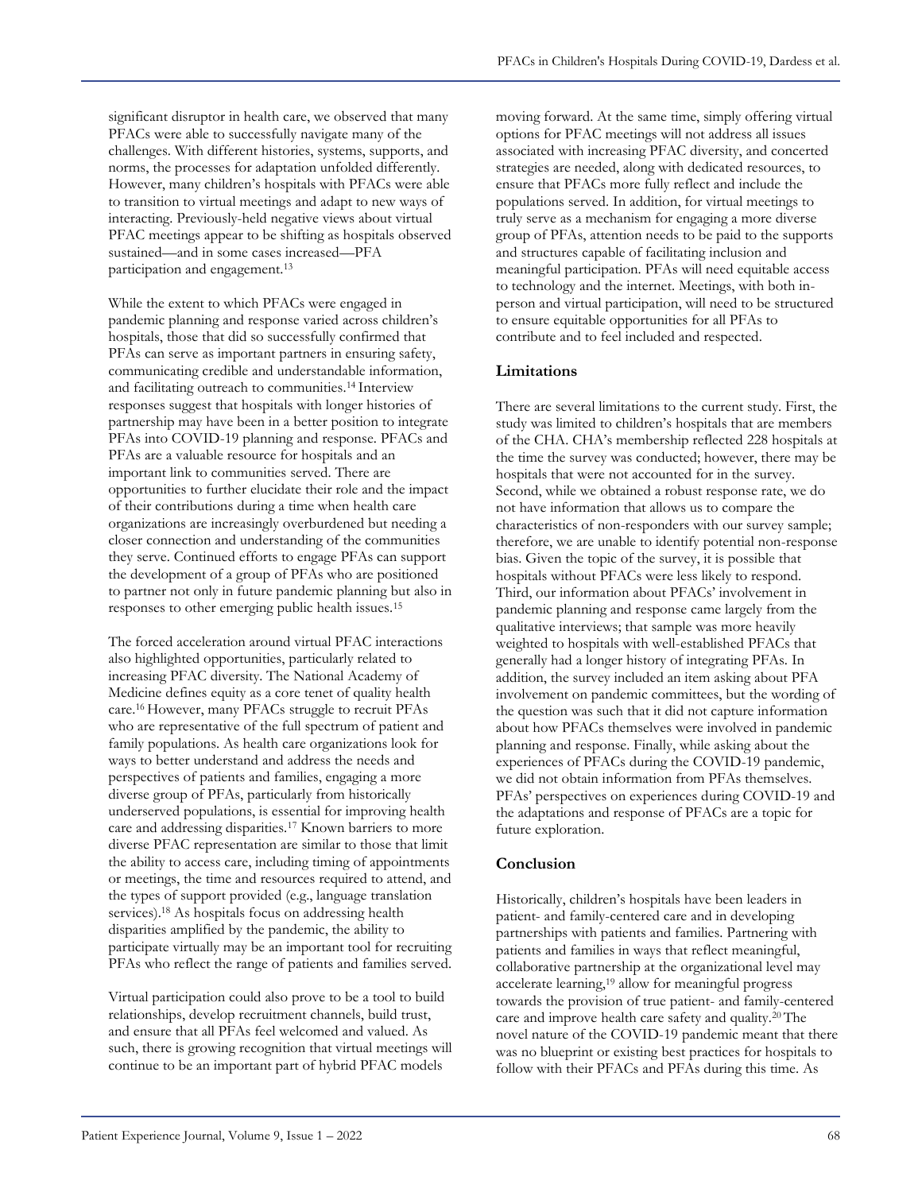significant disruptor in health care, we observed that many PFACs were able to successfully navigate many of the challenges. With different histories, systems, supports, and norms, the processes for adaptation unfolded differently. However, many children's hospitals with PFACs were able to transition to virtual meetings and adapt to new ways of interacting. Previously-held negative views about virtual PFAC meetings appear to be shifting as hospitals observed sustained—and in some cases increased—PFA participation and engagement.[13]

While the extent to which PFACs were engaged in pandemic planning and response varied across children's hospitals, those that did so successfully confirmed that PFAs can serve as important partners in ensuring safety, communicating credible and understandable information, and facilitating outreach to communities.[14] Interview responses suggest that hospitals with longer histories of partnership may have been in a better position to integrate PFAs into COVID-19 planning and response. PFACs and PFAs are a valuable resource for hospitals and an important link to communities served. There are opportunities to further elucidate their role and the impact of their contributions during a time when health care organizations are increasingly overburdened but needing a closer connection and understanding of the communities they serve. Continued efforts to engage PFAs can support the development of a group of PFAs who are positioned to partner not only in future pandemic planning but also in responses to other emerging public health issues.[15]

The forced acceleration around virtual PFAC interactions also highlighted opportunities, particularly related to increasing PFAC diversity. The National Academy of Medicine defines equity as a core tenet of quality health care.[16] However, many PFACs struggle to recruit PFAs who are representative of the full spectrum of patient and family populations. As health care organizations look for ways to better understand and address the needs and perspectives of patients and families, engaging a more diverse group of PFAs, particularly from historically underserved populations, is essential for improving health care and addressing disparities.[17] Known barriers to more diverse PFAC representation are similar to those that limit the ability to access care, including timing of appointments or meetings, the time and resources required to attend, and the types of support provided (e.g., language translation services).[18] As hospitals focus on addressing health disparities amplified by the pandemic, the ability to participate virtually may be an important tool for recruiting PFAs who reflect the range of patients and families served.

Virtual participation could also prove to be a tool to build relationships, develop recruitment channels, build trust, and ensure that all PFAs feel welcomed and valued. As such, there is growing recognition that virtual meetings will continue to be an important part of hybrid PFAC models moving forward. At the same time, simply offering virtual options for PFAC meetings will not address all issues associated with increasing PFAC diversity, and concerted strategies are needed, along with dedicated resources, to ensure that PFACs more fully reflect and include the populations served. In addition, for virtual meetings to truly serve as a mechanism for engaging a more diverse group of PFAs, attention needs to be paid to the supports and structures capable of facilitating inclusion and meaningful participation. PFAs will need equitable access to technology and the internet. Meetings, with both in-person and virtual participation, will need to be structured to ensure equitable opportunities for all PFAs to contribute and to feel included and respected.

## Limitations

There are several limitations to the current study. First, the study was limited to children's hospitals that are members of the CHA. CHA's membership reflected 228 hospitals at the time the survey was conducted; however, there may be hospitals that were not accounted for in the survey. Second, while we obtained a robust response rate, we do not have information that allows us to compare the characteristics of non-responders with our survey sample; therefore, we are unable to identify potential non-response bias. Given the topic of the survey, it is possible that hospitals without PFACs were less likely to respond. Third, our information about PFACs' involvement in pandemic planning and response came largely from the qualitative interviews; that sample was more heavily weighted to hospitals with well-established PFACs that generally had a longer history of integrating PFAs. In addition, the survey included an item asking about PFA involvement on pandemic committees, but the wording of the question was such that it did not capture information about how PFACs themselves were involved in pandemic planning and response. Finally, while asking about the experiences of PFACs during the COVID-19 pandemic, we did not obtain information from PFAs themselves. PFAs' perspectives on experiences during COVID-19 and the adaptations and response of PFACs are a topic for future exploration.

## Conclusion

Historically, children's hospitals have been leaders in patient- and family-centered care and in developing partnerships with patients and families. Partnering with patients and families in ways that reflect meaningful, collaborative partnership at the organizational level may accelerate learning,[19] allow for meaningful progress towards the provision of true patient- and family-centered care and improve health care safety and quality.[20] The novel nature of the COVID-19 pandemic meant that there was no blueprint or existing best practices for hospitals to follow with their PFACs and PFAs during this time. As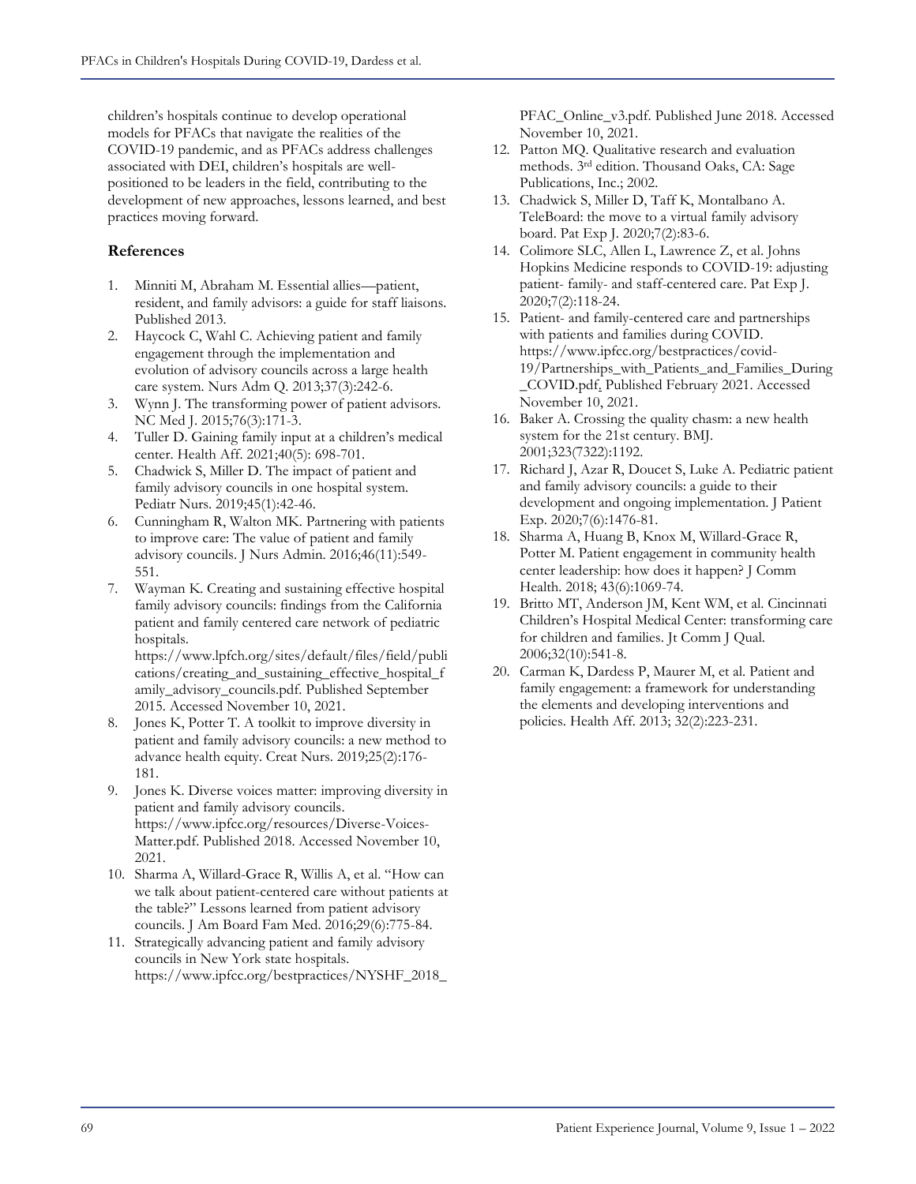children's hospitals continue to develop operational models for PFACs that navigate the realities of the COVID-19 pandemic, and as PFACs address challenges associated with DEI, children's hospitals are well-positioned to be leaders in the field, contributing to the development of new approaches, lessons learned, and best practices moving forward.

## References

1. Minniti M, Abraham M. Essential allies—patient, resident, and family advisors: a guide for staff liaisons. Published 2013.
2. Haycock C, Wahl C. Achieving patient and family engagement through the implementation and evolution of advisory councils across a large health care system. Nurs Adm Q. 2013;37(3):242-6.
3. Wynn J. The transforming power of patient advisors. NC Med J. 2015;76(3):171-3.
4. Tuller D. Gaining family input at a children's medical center. Health Aff. 2021;40(5): 698-701.
5. Chadwick S, Miller D. The impact of patient and family advisory councils in one hospital system. Pediatr Nurs. 2019;45(1):42-46.
6. Cunningham R, Walton MK. Partnering with patients to improve care: The value of patient and family advisory councils. J Nurs Admin. 2016;46(11):549-551.
7. Wayman K. Creating and sustaining effective hospital family advisory councils: findings from the California patient and family centered care network of pediatric hospitals. https://www.lpfch.org/sites/default/files/field/publications/creating_and_sustaining_effective_hospital_family_advisory_councils.pdf. Published September 2015. Accessed November 10, 2021.
8. Jones K, Potter T. A toolkit to improve diversity in patient and family advisory councils: a new method to advance health equity. Creat Nurs. 2019;25(2):176-181.
9. Jones K. Diverse voices matter: improving diversity in patient and family advisory councils. https://www.ipfcc.org/resources/Diverse-Voices-Matter.pdf. Published 2018. Accessed November 10, 2021.
10. Sharma A, Willard-Grace R, Willis A, et al. "How can we talk about patient-centered care without patients at the table?" Lessons learned from patient advisory councils. J Am Board Fam Med. 2016;29(6):775-84.
11. Strategically advancing patient and family advisory councils in New York state hospitals. https://www.ipfcc.org/bestpractices/NYSHF_2018_PFAC_Online_v3.pdf. Published June 2018. Accessed November 10, 2021.
12. Patton MQ. Qualitative research and evaluation methods. 3rd edition. Thousand Oaks, CA: Sage Publications, Inc.; 2002.
13. Chadwick S, Miller D, Taff K, Montalbano A. TeleBoard: the move to a virtual family advisory board. Pat Exp J. 2020;7(2):83-6.
14. Colimore SLC, Allen L, Lawrence Z, et al. Johns Hopkins Medicine responds to COVID-19: adjusting patient- family- and staff-centered care. Pat Exp J. 2020;7(2):118-24.
15. Patient- and family-centered care and partnerships with patients and families during COVID. https://www.ipfcc.org/bestpractices/covid-19/Partnerships_with_Patients_and_Families_During_COVID.pdf. Published February 2021. Accessed November 10, 2021.
16. Baker A. Crossing the quality chasm: a new health system for the 21st century. BMJ. 2001;323(7322):1192.
17. Richard J, Azar R, Doucet S, Luke A. Pediatric patient and family advisory councils: a guide to their development and ongoing implementation. J Patient Exp. 2020;7(6):1476-81.
18. Sharma A, Huang B, Knox M, Willard-Grace R, Potter M. Patient engagement in community health center leadership: how does it happen? J Comm Health. 2018; 43(6):1069-74.
19. Britto MT, Anderson JM, Kent WM, et al. Cincinnati Children's Hospital Medical Center: transforming care for children and families. Jt Comm J Qual. 2006;32(10):541-8.
20. Carman K, Dardess P, Maurer M, et al. Patient and family engagement: a framework for understanding the elements and developing interventions and policies. Health Aff. 2013; 32(2):223-231.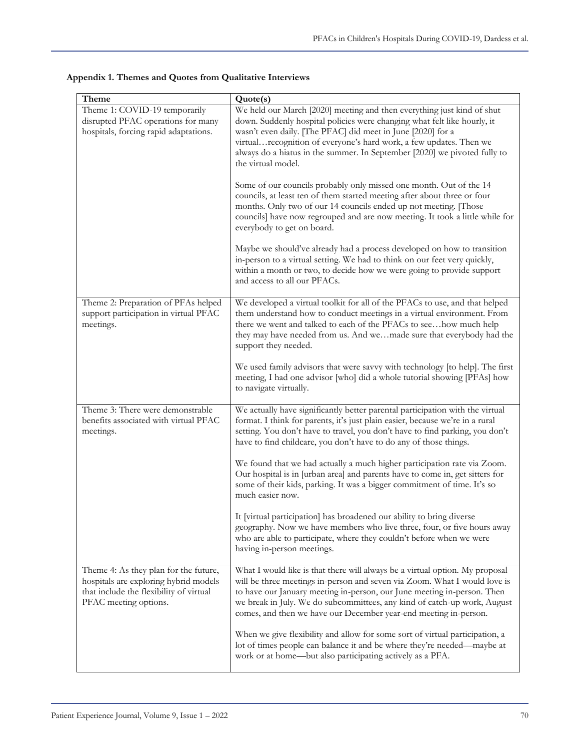**Appendix 1. Themes and Quotes from Qualitative Interviews**

| Theme | Quote(s) |
|---|---|
| Theme 1: COVID-19 temporarily disrupted PFAC operations for many hospitals, forcing rapid adaptations. | We held our March [2020] meeting and then everything just kind of shut down. Suddenly hospital policies were changing what felt like hourly, it wasn't even daily. [The PFAC] did meet in June [2020] for a virtual…recognition of everyone's hard work, a few updates. Then we always do a hiatus in the summer. In September [2020] we pivoted fully to the virtual model.<br><br>Some of our councils probably only missed one month. Out of the 14 councils, at least ten of them started meeting after about three or four months. Only two of our 14 councils ended up not meeting. [Those councils] have now regrouped and are now meeting. It took a little while for everybody to get on board.<br><br>Maybe we should've already had a process developed on how to transition in-person to a virtual setting. We had to think on our feet very quickly, within a month or two, to decide how we were going to provide support and access to all our PFACs. |
| Theme 2: Preparation of PFAs helped support participation in virtual PFAC meetings. | We developed a virtual toolkit for all of the PFACs to use, and that helped them understand how to conduct meetings in a virtual environment. From there we went and talked to each of the PFACs to see…how much help they may have needed from us. And we…made sure that everybody had the support they needed.<br><br>We used family advisors that were savvy with technology [to help]. The first meeting, I had one advisor [who] did a whole tutorial showing [PFAs] how to navigate virtually. |
| Theme 3: There were demonstrable benefits associated with virtual PFAC meetings. | We actually have significantly better parental participation with the virtual format. I think for parents, it's just plain easier, because we're in a rural setting. You don't have to travel, you don't have to find parking, you don't have to find childcare, you don't have to do any of those things.<br><br>We found that we had actually a much higher participation rate via Zoom. Our hospital is in [urban area] and parents have to come in, get sitters for some of their kids, parking. It was a bigger commitment of time. It's so much easier now.<br><br>It [virtual participation] has broadened our ability to bring diverse geography. Now we have members who live three, four, or five hours away who are able to participate, where they couldn't before when we were having in-person meetings. |
| Theme 4: As they plan for the future, hospitals are exploring hybrid models that include the flexibility of virtual PFAC meeting options. | What I would like is that there will always be a virtual option. My proposal will be three meetings in-person and seven via Zoom. What I would love is to have our January meeting in-person, our June meeting in-person. Then we break in July. We do subcommittees, any kind of catch-up work, August comes, and then we have our December year-end meeting in-person.<br><br>When we give flexibility and allow for some sort of virtual participation, a lot of times people can balance it and be where they're needed—maybe at work or at home—but also participating actively as a PFA. |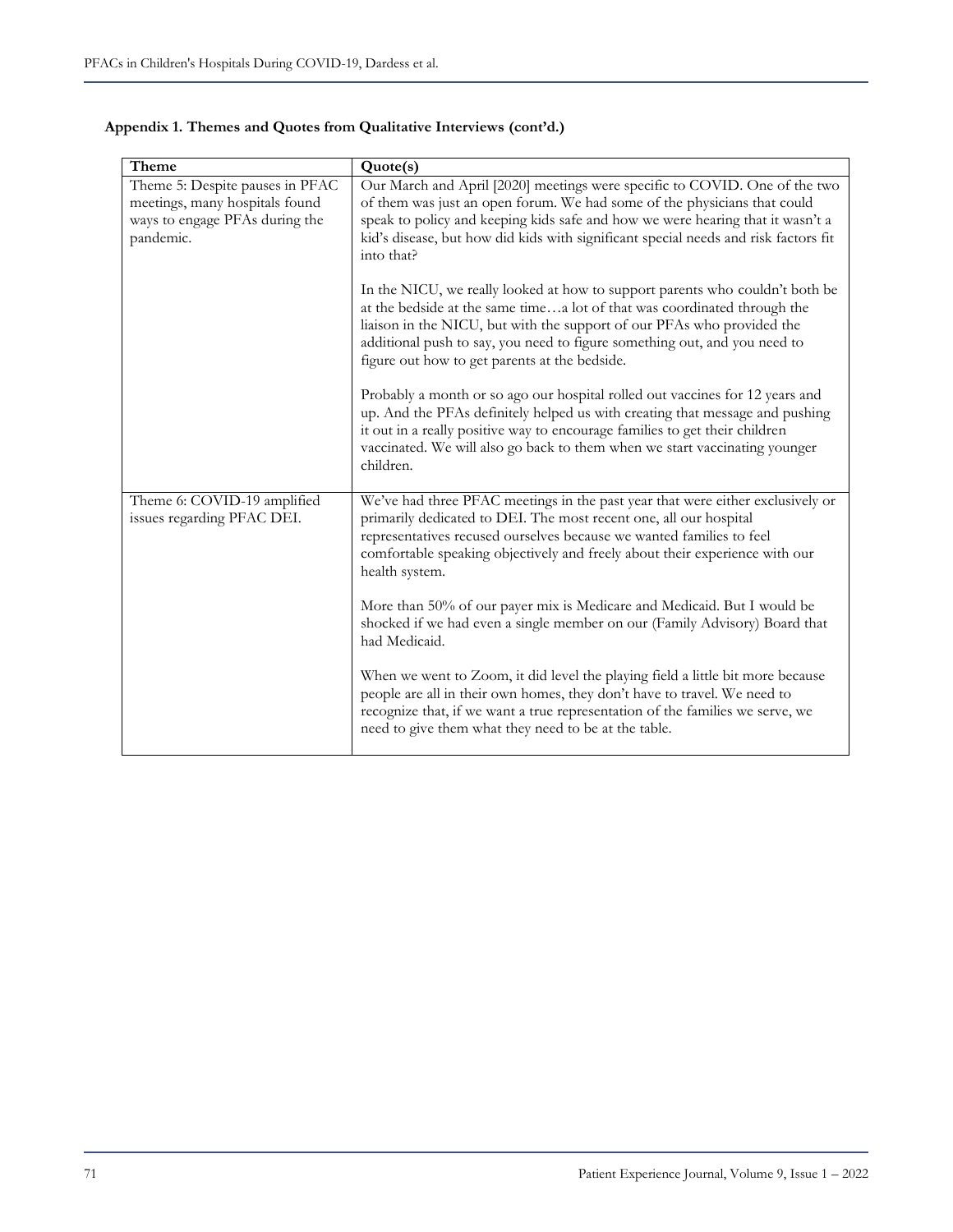**Appendix 1. Themes and Quotes from Qualitative Interviews (cont'd.)**

| Theme | Quote(s) |
|---|---|
| Theme 5: Despite pauses in PFAC meetings, many hospitals found ways to engage PFAs during the pandemic. | Our March and April [2020] meetings were specific to COVID. One of the two of them was just an open forum. We had some of the physicians that could speak to policy and keeping kids safe and how we were hearing that it wasn't a kid's disease, but how did kids with significant special needs and risk factors fit into that?<br><br>In the NICU, we really looked at how to support parents who couldn't both be at the bedside at the same time…a lot of that was coordinated through the liaison in the NICU, but with the support of our PFAs who provided the additional push to say, you need to figure something out, and you need to figure out how to get parents at the bedside.<br><br>Probably a month or so ago our hospital rolled out vaccines for 12 years and up. And the PFAs definitely helped us with creating that message and pushing it out in a really positive way to encourage families to get their children vaccinated. We will also go back to them when we start vaccinating younger children. |
| Theme 6: COVID-19 amplified issues regarding PFAC DEI. | We've had three PFAC meetings in the past year that were either exclusively or primarily dedicated to DEI. The most recent one, all our hospital representatives recused ourselves because we wanted families to feel comfortable speaking objectively and freely about their experience with our health system.<br><br>More than 50% of our payer mix is Medicare and Medicaid. But I would be shocked if we had even a single member on our (Family Advisory) Board that had Medicaid.<br><br>When we went to Zoom, it did level the playing field a little bit more because people are all in their own homes, they don't have to travel. We need to recognize that, if we want a true representation of the families we serve, we need to give them what they need to be at the table. |